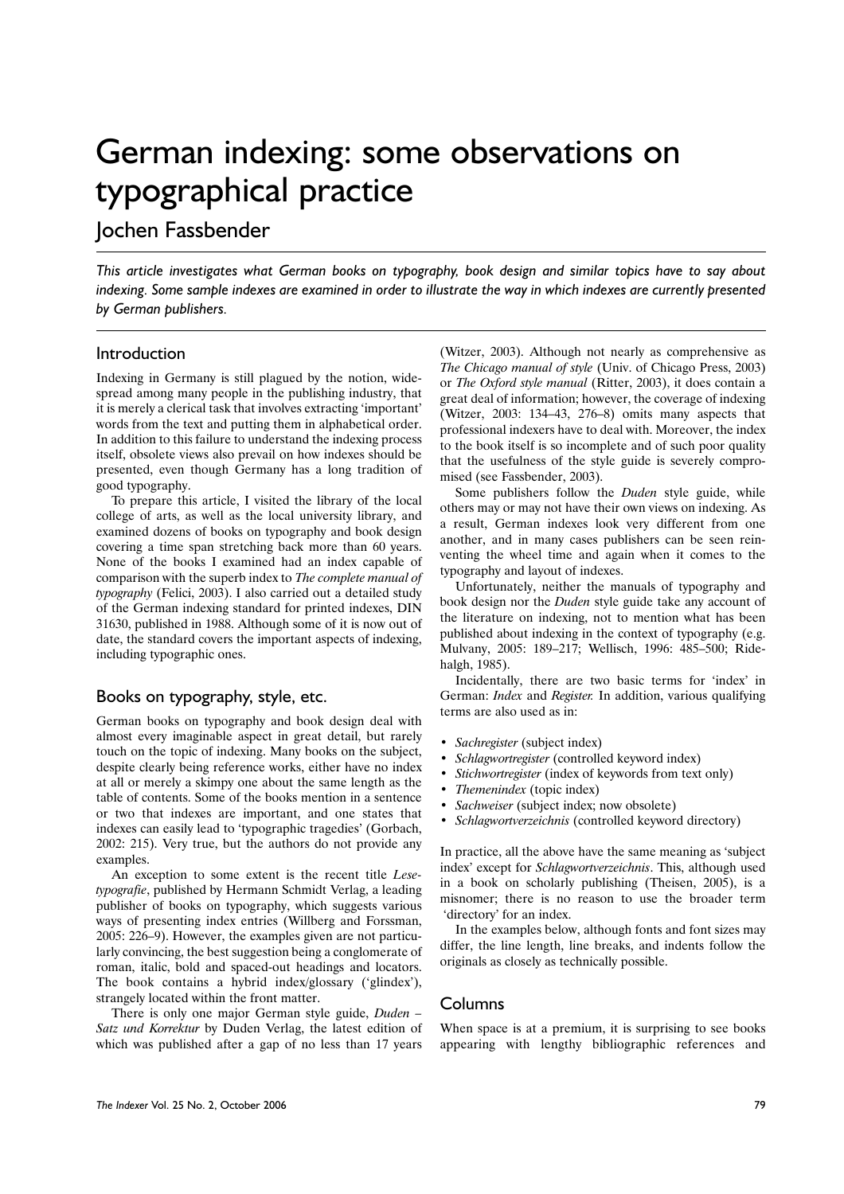# German indexing: some observations on typographical practice

## Jochen Fassbender

*This article investigates what German books on typography, book design and similar topics have to say about indexing. Some sample indexes are examined in order to illustrate the way in which indexes are currently presented by German publishers.*

## Introduction

Indexing in Germany is still plagued by the notion, widespread among many people in the publishing industry, that it is merely a clerical task that involves extracting 'important' words from the text and putting them in alphabetical order. In addition to this failure to understand the indexing process itself, obsolete views also prevail on how indexes should be presented, even though Germany has a long tradition of good typography.

To prepare this article, I visited the library of the local college of arts, as well as the local university library, and examined dozens of books on typography and book design covering a time span stretching back more than 60 years. None of the books I examined had an index capable of comparison with the superb index to *The complete manual of typography* (Felici, 2003). I also carried out a detailed study of the German indexing standard for printed indexes, DIN 31630, published in 1988. Although some of it is now out of date, the standard covers the important aspects of indexing, including typographic ones.

## Books on typography, style, etc.

German books on typography and book design deal with almost every imaginable aspect in great detail, but rarely touch on the topic of indexing. Many books on the subject, despite clearly being reference works, either have no index at all or merely a skimpy one about the same length as the table of contents. Some of the books mention in a sentence or two that indexes are important, and one states that indexes can easily lead to 'typographic tragedies' (Gorbach, 2002: 215). Very true, but the authors do not provide any examples.

An exception to some extent is the recent title *Lesetypografie*, published by Hermann Schmidt Verlag, a leading publisher of books on typography, which suggests various ways of presenting index entries (Willberg and Forssman, 2005: 226–9). However, the examples given are not particularly convincing, the best suggestion being a conglomerate of roman, italic, bold and spaced-out headings and locators. The book contains a hybrid index/glossary ('glindex'), strangely located within the front matter.

There is only one major German style guide, *Duden – Satz und Korrektur* by Duden Verlag, the latest edition of which was published after a gap of no less than 17 years (Witzer, 2003). Although not nearly as comprehensive as *The Chicago manual of style* (Univ. of Chicago Press, 2003) or *The Oxford style manual* (Ritter, 2003), it does contain a great deal of information; however, the coverage of indexing (Witzer, 2003: 134–43, 276–8) omits many aspects that professional indexers have to deal with. Moreover, the index to the book itself is so incomplete and of such poor quality that the usefulness of the style guide is severely compromised (see Fassbender, 2003).

Some publishers follow the *Duden* style guide, while others may or may not have their own views on indexing. As a result, German indexes look very different from one another, and in many cases publishers can be seen reinventing the wheel time and again when it comes to the typography and layout of indexes.

Unfortunately, neither the manuals of typography and book design nor the *Duden* style guide take any account of the literature on indexing, not to mention what has been published about indexing in the context of typography (e.g. Mulvany, 2005: 189–217; Wellisch, 1996: 485–500; Ridehalgh, 1985).

Incidentally, there are two basic terms for 'index' in German: *Index* and *Register.* In addition, various qualifying terms are also used as in:

- *Sachregister* (subject index)
- *Schlagwortregister* (controlled keyword index)
- *Stichwortregister* (index of keywords from text only)
- *Themenindex* (topic index)
- *Sachweiser* (subject index; now obsolete)
- *Schlagwortverzeichnis* (controlled keyword directory)

In practice, all the above have the same meaning as 'subject index' except for *Schlagwortverzeichnis*. This, although used in a book on scholarly publishing (Theisen, 2005), is a misnomer; there is no reason to use the broader term 'directory' for an index.

In the examples below, although fonts and font sizes may differ, the line length, line breaks, and indents follow the originals as closely as technically possible.

## Columns

When space is at a premium, it is surprising to see books appearing with lengthy bibliographic references and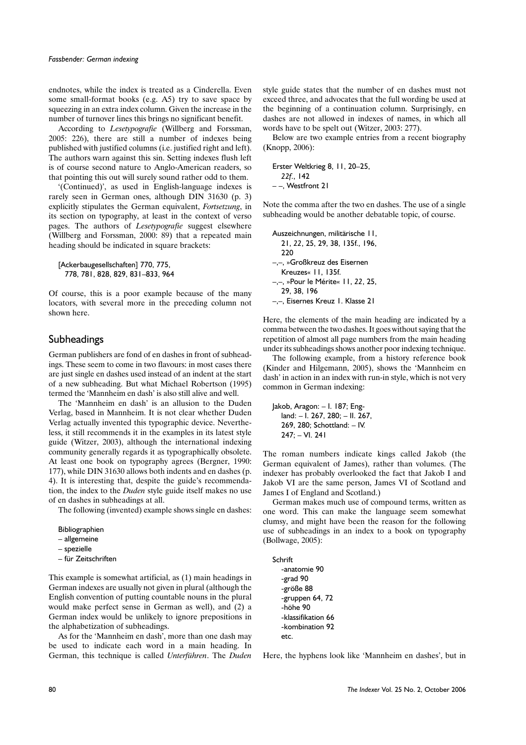endnotes, while the index is treated as a Cinderella. Even some small-format books (e.g. A5) try to save space by squeezing in an extra index column. Given the increase in the number of turnover lines this brings no significant benefit.

According to *Lesetypografie* (Willberg and Forssman, 2005: 226), there are still a number of indexes being published with justified columns (i.e. justified right and left). The authors warn against this sin. Setting indexes flush left is of course second nature to Anglo-American readers, so that pointing this out will surely sound rather odd to them.

'(Continued)', as used in English-language indexes is rarely seen in German ones, although DIN 31630 (p. 3) explicitly stipulates the German equivalent, *Fortsetzung*, in its section on typography, at least in the context of verso pages. The authors of *Lesetypografie* suggest elsewhere (Willberg and Forssman, 2000: 89) that a repeated main heading should be indicated in square brackets:

> [Ackerbaugesellschaften] 770, 775,
> 778, 781, 828, 829, 831–833, 964

Of course, this is a poor example because of the many locators, with several more in the preceding column not shown here.

## Subheadings

German publishers are fond of en dashes in front of subheadings. These seem to come in two flavours: in most cases there are just single en dashes used instead of an indent at the start of a new subheading. But what Michael Robertson (1995) termed the 'Mannheim en dash' is also still alive and well.

The 'Mannheim en dash' is an allusion to the Duden Verlag, based in Mannheim. It is not clear whether Duden Verlag actually invented this typographic device. Nevertheless, it still recommends it in the examples in its latest style guide (Witzer, 2003), although the international indexing community generally regards it as typographically obsolete. At least one book on typography agrees (Bergner, 1990: 177), while DIN 31630 allows both indents and en dashes (p. 4). It is interesting that, despite the guide's recommendation, the index to the *Duden* style guide itself makes no use of en dashes in subheadings at all.

The following (invented) example shows single en dashes:

> Bibliographien
> – allgemeine
> – spezielle
> – für Zeitschriften

This example is somewhat artificial, as (1) main headings in German indexes are usually not given in plural (although the English convention of putting countable nouns in the plural would make perfect sense in German as well), and (2) a German index would be unlikely to ignore prepositions in the alphabetization of subheadings.

As for the 'Mannheim en dash', more than one dash may be used to indicate each word in a main heading. In German, this technique is called *Unterführen*. The *Duden* style guide states that the number of en dashes must not exceed three, and advocates that the full wording be used at the beginning of a continuation column. Surprisingly, en dashes are not allowed in indexes of names, in which all words have to be spelt out (Witzer, 2003: 277).

Below are two example entries from a recent biography (Knopp, 2006):

> Erster Weltkrieg 8, 11, 20–25,
> *22f.*, 142
> – –, Westfront 21

Note the comma after the two en dashes. The use of a single subheading would be another debatable topic, of course.

> Auszeichnungen, militärische 11,
> 21, *22*, 25, 29, 38, 135f., 196,
> 220
> –,–, »Großkreuz des Eisernen
> Kreuzes« 11, 135f.
> –,–, »Pour le Mérite« 11, *22*, 25,
> 29, 38, 196
> –,–, Eisernes Kreuz 1. Klasse 21

Here, the elements of the main heading are indicated by a comma between the two dashes. It goes without saying that the repetition of almost all page numbers from the main heading under its subheadings shows another poor indexing technique.

The following example, from a history reference book (Kinder and Hilgemann, 2005), shows the 'Mannheim en dash' in action in an index with run-in style, which is not very common in German indexing:

> Jakob, Aragon: – I. 187; England: – I. 267, 280; – II. 267,
> 269, 280; Schottland: – IV.
> 247; – VI. 241

The roman numbers indicate kings called Jakob (the German equivalent of James), rather than volumes. (The indexer has probably overlooked the fact that Jakob I and Jakob VI are the same person, James VI of Scotland and James I of England and Scotland.)

German makes much use of compound terms, written as one word. This can make the language seem somewhat clumsy, and might have been the reason for the following use of subheadings in an index to a book on typography (Bollwage, 2005):

> Schrift
> -anatomie 90
> -grad 90
> -größe 88
> -gruppen 64, 72
> -höhe 90
> -klassifikation 66
> -kombination 92
> etc.

Here, the hyphens look like 'Mannheim en dashes', but in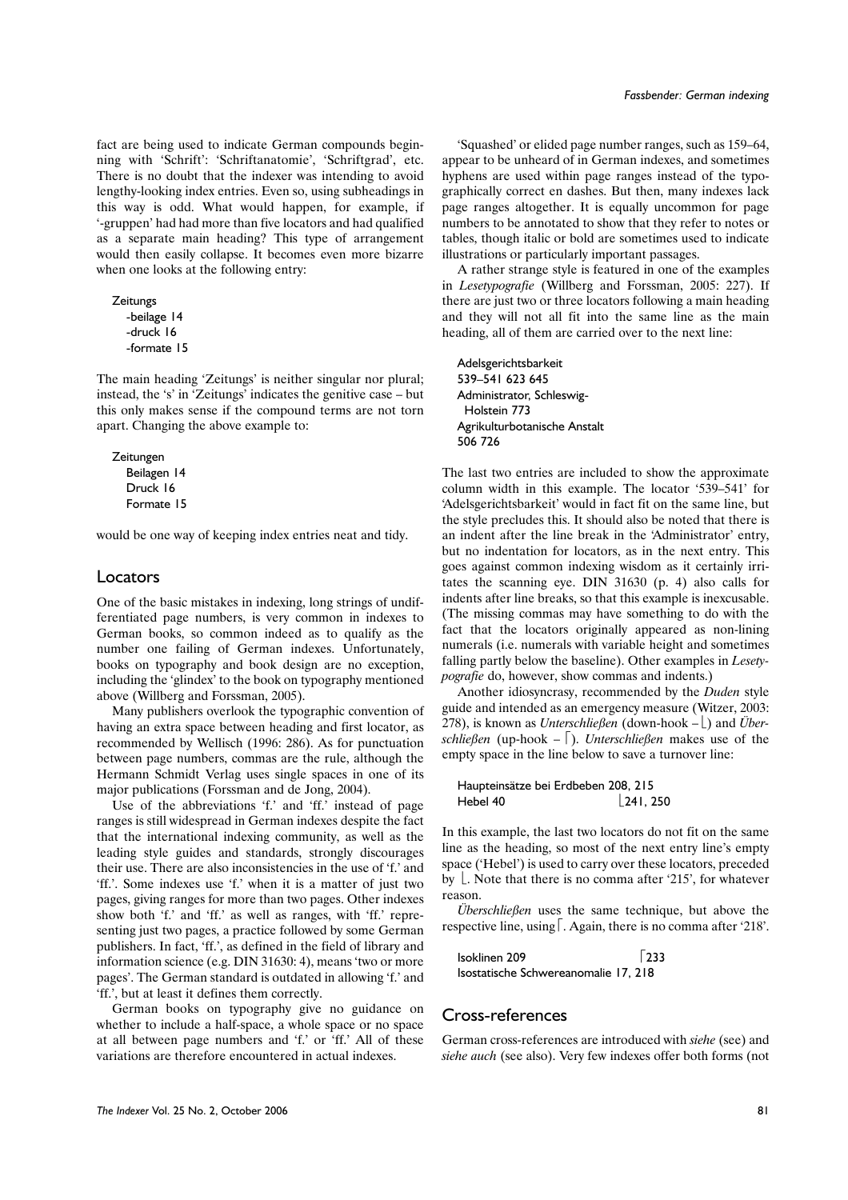fact are being used to indicate German compounds beginning with 'Schrift': 'Schriftanatomie', 'Schriftgrad', etc. There is no doubt that the indexer was intending to avoid lengthy-looking index entries. Even so, using subheadings in this way is odd. What would happen, for example, if '-gruppen' had had more than five locators and had qualified as a separate main heading? This type of arrangement would then easily collapse. It becomes even more bizarre when one looks at the following entry:

```
Zeitungs
  -beilage 14
  -druck 16
  -formate 15
```

The main heading 'Zeitungs' is neither singular nor plural; instead, the 's' in 'Zeitungs' indicates the genitive case – but this only makes sense if the compound terms are not torn apart. Changing the above example to:

```
Zeitungen
  Beilagen 14
  Druck 16
  Formate 15
```

would be one way of keeping index entries neat and tidy.

## Locators

One of the basic mistakes in indexing, long strings of undifferentiated page numbers, is very common in indexes to German books, so common indeed as to qualify as the number one failing of German indexes. Unfortunately, books on typography and book design are no exception, including the 'glindex' to the book on typography mentioned above (Willberg and Forssman, 2005).

Many publishers overlook the typographic convention of having an extra space between heading and first locator, as recommended by Wellisch (1996: 286). As for punctuation between page numbers, commas are the rule, although the Hermann Schmidt Verlag uses single spaces in one of its major publications (Forssman and de Jong, 2004).

Use of the abbreviations 'f.' and 'ff.' instead of page ranges is still widespread in German indexes despite the fact that the international indexing community, as well as the leading style guides and standards, strongly discourages their use. There are also inconsistencies in the use of 'f.' and 'ff.'. Some indexes use 'f.' when it is a matter of just two pages, giving ranges for more than two pages. Other indexes show both 'f.' and 'ff.' as well as ranges, with 'ff.' representing just two pages, a practice followed by some German publishers. In fact, 'ff.', as defined in the field of library and information science (e.g. DIN 31630: 4), means 'two or more pages'. The German standard is outdated in allowing 'f.' and 'ff.', but at least it defines them correctly.

German books on typography give no guidance on whether to include a half-space, a whole space or no space at all between page numbers and 'f.' or 'ff.' All of these variations are therefore encountered in actual indexes.

'Squashed' or elided page number ranges, such as 159–64, appear to be unheard of in German indexes, and sometimes hyphens are used within page ranges instead of the typographically correct en dashes. But then, many indexes lack page ranges altogether. It is equally uncommon for page numbers to be annotated to show that they refer to notes or tables, though italic or bold are sometimes used to indicate illustrations or particularly important passages.

A rather strange style is featured in one of the examples in *Lesetypografie* (Willberg and Forssman, 2005: 227). If there are just two or three locators following a main heading and they will not all fit into the same line as the main heading, all of them are carried over to the next line:

```
Adelsgerichtsbarkeit
539–541 623 645
Administrator, Schleswig-
  Holstein 773
Agrikulturbotanische Anstalt
506 726
```

The last two entries are included to show the approximate column width in this example. The locator '539–541' for 'Adelsgerichtsbarkeit' would in fact fit on the same line, but the style precludes this. It should also be noted that there is an indent after the line break in the 'Administrator' entry, but no indentation for locators, as in the next entry. This goes against common indexing wisdom as it certainly irritates the scanning eye. DIN 31630 (p. 4) also calls for indents after line breaks, so that this example is inexcusable. (The missing commas may have something to do with the fact that the locators originally appeared as non-lining numerals (i.e. numerals with variable height and sometimes falling partly below the baseline). Other examples in *Lesetypografie* do, however, show commas and indents.)

Another idiosyncrasy, recommended by the *Duden* style guide and intended as an emergency measure (Witzer, 2003: 278), is known as *Unterschließen* (down-hook – ⌊) and *Überschließen* (up-hook – ⌈). *Unterschließen* makes use of the empty space in the line below to save a turnover line:

```
Haupteinsätze bei Erdbeben 208, 215
Hebel 40                   ⌊241, 250
```

In this example, the last two locators do not fit on the same line as the heading, so most of the next entry line's empty space ('Hebel') is used to carry over these locators, preceded by ⌊. Note that there is no comma after '215', for whatever reason.

*Überschließen* uses the same technique, but above the respective line, using ⌈. Again, there is no comma after '218'.

```
Isoklinen 209                   ⌈233
Isostatische Schwereanomalie 17, 218
```

## Cross-references

German cross-references are introduced with *siehe* (see) and *siehe auch* (see also). Very few indexes offer both forms (not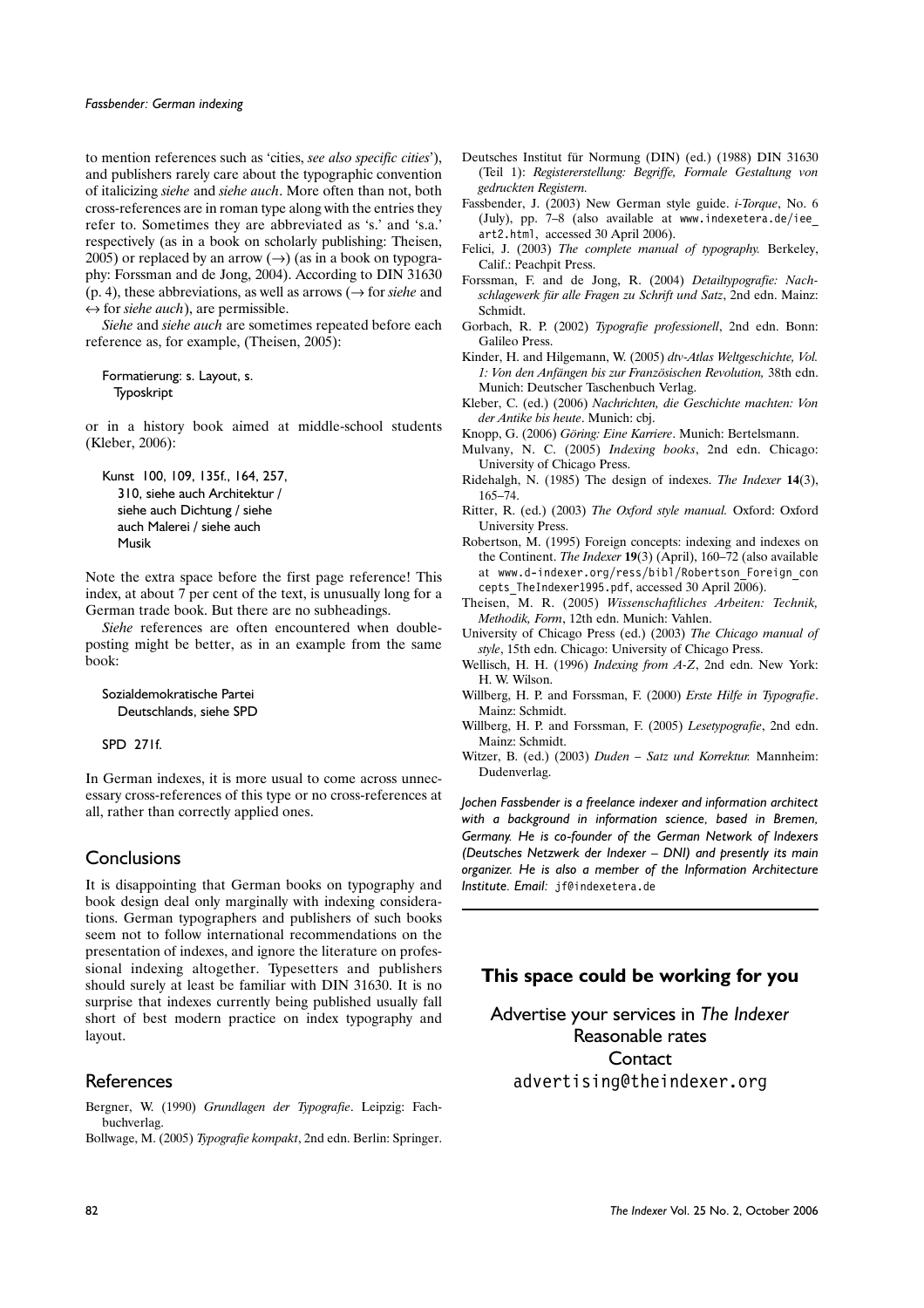to mention references such as 'cities, *see also specific cities*'), and publishers rarely care about the typographic convention of italicizing *siehe* and *siehe auch*. More often than not, both cross-references are in roman type along with the entries they refer to. Sometimes they are abbreviated as 's.' and 's.a.' respectively (as in a book on scholarly publishing: Theisen, 2005) or replaced by an arrow (→) (as in a book on typography: Forssman and de Jong, 2004). According to DIN 31630 (p. 4), these abbreviations, as well as arrows (→ for *siehe* and ↔ for *siehe auch*), are permissible.

*Siehe* and *siehe auch* are sometimes repeated before each reference as, for example, (Theisen, 2005):

Formatierung: s. Layout, s.
  Typoskript

or in a history book aimed at middle-school students (Kleber, 2006):

Kunst 100, 109, 135f., 164, 257,
  310, siehe auch Architektur /
  siehe auch Dichtung / siehe
  auch Malerei / siehe auch
  Musik

Note the extra space before the first page reference! This index, at about 7 per cent of the text, is unusually long for a German trade book. But there are no subheadings.

*Siehe* references are often encountered when double-posting might be better, as in an example from the same book:

Sozialdemokratische Partei
  Deutschlands, siehe SPD

SPD 271f.

In German indexes, it is more usual to come across unnecessary cross-references of this type or no cross-references at all, rather than correctly applied ones.

## Conclusions

It is disappointing that German books on typography and book design deal only marginally with indexing considerations. German typographers and publishers of such books seem not to follow international recommendations on the presentation of indexes, and ignore the literature on professional indexing altogether. Typesetters and publishers should surely at least be familiar with DIN 31630. It is no surprise that indexes currently being published usually fall short of best modern practice on index typography and layout.

## References

Bergner, W. (1990) *Grundlagen der Typografie*. Leipzig: Fachbuchverlag.

Bollwage, M. (2005) *Typografie kompakt*, 2nd edn. Berlin: Springer.

Deutsches Institut für Normung (DIN) (ed.) (1988) DIN 31630 (Teil 1): *Registererstellung: Begriffe, Formale Gestaltung von gedruckten Registern.*

Fassbender, J. (2003) New German style guide. *i-Torque*, No. 6 (July), pp. 7–8 (also available at www.indexetera.de/iee_art2.html, accessed 30 April 2006).

Felici, J. (2003) *The complete manual of typography.* Berkeley, Calif.: Peachpit Press.

Forssman, F. and de Jong, R. (2004) *Detailtypografie: Nachschlagewerk für alle Fragen zu Schrift und Satz*, 2nd edn. Mainz: Schmidt.

Gorbach, R. P. (2002) *Typografie professionell*, 2nd edn. Bonn: Galileo Press.

Kinder, H. and Hilgemann, W. (2005) *dtv-Atlas Weltgeschichte, Vol. 1: Von den Anfängen bis zur Französischen Revolution,* 38th edn. Munich: Deutscher Taschenbuch Verlag.

Kleber, C. (ed.) (2006) *Nachrichten, die Geschichte machten: Von der Antike bis heute*. Munich: cbj.

Knopp, G. (2006) *Göring: Eine Karriere*. Munich: Bertelsmann.

Mulvany, N. C. (2005) *Indexing books*, 2nd edn. Chicago: University of Chicago Press.

Ridehalgh, N. (1985) The design of indexes. *The Indexer* **14**(3), 165–74.

Ritter, R. (ed.) (2003) *The Oxford style manual.* Oxford: Oxford University Press.

Robertson, M. (1995) Foreign concepts: indexing and indexes on the Continent. *The Indexer* **19**(3) (April), 160–72 (also available at www.d-indexer.org/ress/bibl/Robertson_Foreign_concepts_TheIndexer1995.pdf, accessed 30 April 2006).

Theisen, M. R. (2005) *Wissenschaftliches Arbeiten: Technik, Methodik, Form*, 12th edn. Munich: Vahlen.

University of Chicago Press (ed.) (2003) *The Chicago manual of style*, 15th edn. Chicago: University of Chicago Press.

Wellisch, H. H. (1996) *Indexing from A-Z*, 2nd edn. New York: H. W. Wilson.

Willberg, H. P. and Forssman, F. (2000) *Erste Hilfe in Typografie*. Mainz: Schmidt.

Willberg, H. P. and Forssman, F. (2005) *Lesetypografie*, 2nd edn. Mainz: Schmidt.

Witzer, B. (ed.) (2003) *Duden – Satz und Korrektur.* Mannheim: Dudenverlag.

*Jochen Fassbender is a freelance indexer and information architect with a background in information science, based in Bremen, Germany. He is co-founder of the German Network of Indexers (Deutsches Netzwerk der Indexer – DNI) and presently its main organizer. He is also a member of the Information Architecture Institute. Email:* jf@indexetera.de

**This space could be working for you**

Advertise your services in *The Indexer*
Reasonable rates
Contact
advertising@theindexer.org